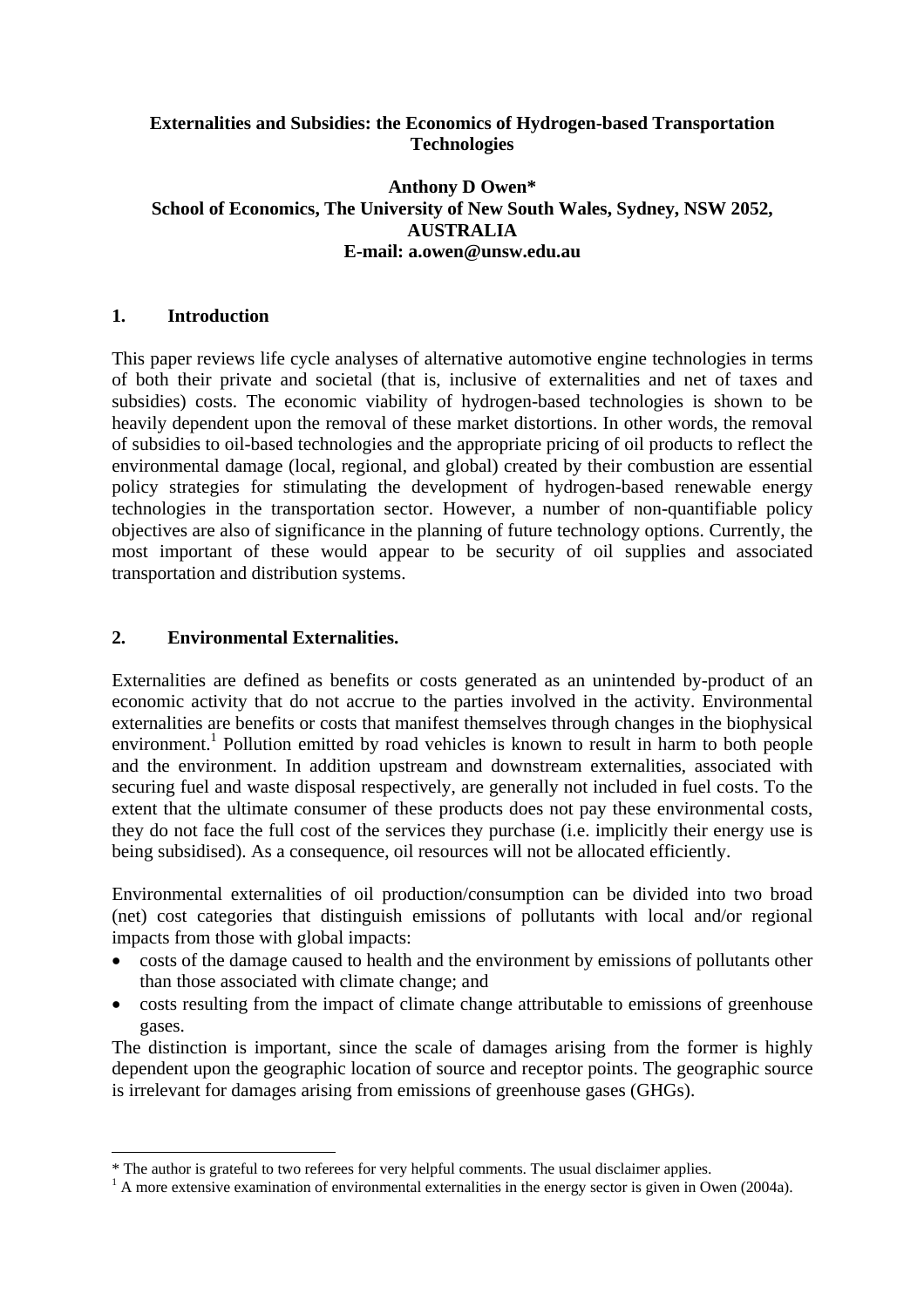# Externalities and Subsidies: the Economics of Hydrogen-based Transportation Technologies

**Anthony D Owen\***
**School of Economics, The University of New South Wales, Sydney, NSW 2052, AUSTRALIA**
**E-mail: a.owen@unsw.edu.au**

## 1. Introduction

This paper reviews life cycle analyses of alternative automotive engine technologies in terms of both their private and societal (that is, inclusive of externalities and net of taxes and subsidies) costs. The economic viability of hydrogen-based technologies is shown to be heavily dependent upon the removal of these market distortions. In other words, the removal of subsidies to oil-based technologies and the appropriate pricing of oil products to reflect the environmental damage (local, regional, and global) created by their combustion are essential policy strategies for stimulating the development of hydrogen-based renewable energy technologies in the transportation sector. However, a number of non-quantifiable policy objectives are also of significance in the planning of future technology options. Currently, the most important of these would appear to be security of oil supplies and associated transportation and distribution systems.

## 2. Environmental Externalities.

Externalities are defined as benefits or costs generated as an unintended by-product of an economic activity that do not accrue to the parties involved in the activity. Environmental externalities are benefits or costs that manifest themselves through changes in the biophysical environment.[1] Pollution emitted by road vehicles is known to result in harm to both people and the environment. In addition upstream and downstream externalities, associated with securing fuel and waste disposal respectively, are generally not included in fuel costs. To the extent that the ultimate consumer of these products does not pay these environmental costs, they do not face the full cost of the services they purchase (i.e. implicitly their energy use is being subsidised). As a consequence, oil resources will not be allocated efficiently.

Environmental externalities of oil production/consumption can be divided into two broad (net) cost categories that distinguish emissions of pollutants with local and/or regional impacts from those with global impacts:

- costs of the damage caused to health and the environment by emissions of pollutants other than those associated with climate change; and
- costs resulting from the impact of climate change attributable to emissions of greenhouse gases.

The distinction is important, since the scale of damages arising from the former is highly dependent upon the geographic location of source and receptor points. The geographic source is irrelevant for damages arising from emissions of greenhouse gases (GHGs).

---

\* The author is grateful to two referees for very helpful comments. The usual disclaimer applies.

[1] A more extensive examination of environmental externalities in the energy sector is given in Owen (2004a).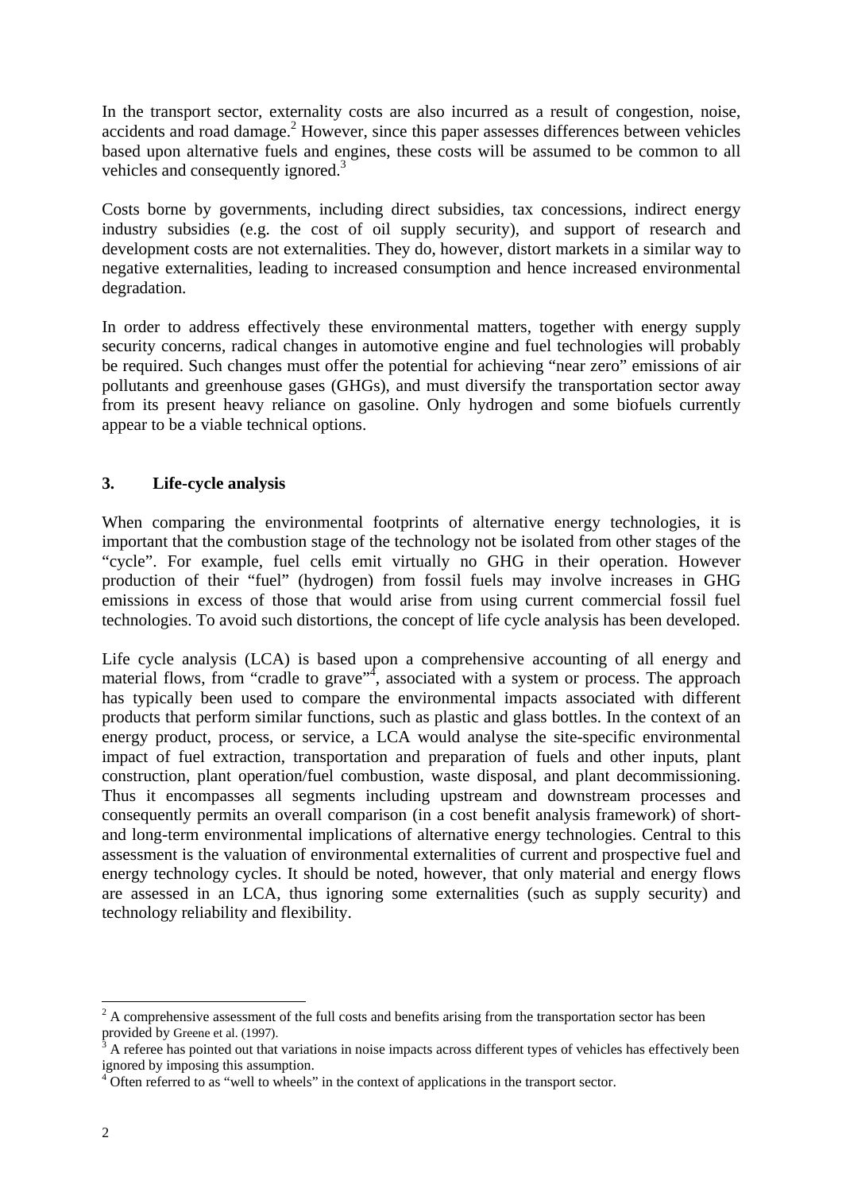In the transport sector, externality costs are also incurred as a result of congestion, noise, accidents and road damage.[2] However, since this paper assesses differences between vehicles based upon alternative fuels and engines, these costs will be assumed to be common to all vehicles and consequently ignored.[3]

Costs borne by governments, including direct subsidies, tax concessions, indirect energy industry subsidies (e.g. the cost of oil supply security), and support of research and development costs are not externalities. They do, however, distort markets in a similar way to negative externalities, leading to increased consumption and hence increased environmental degradation.

In order to address effectively these environmental matters, together with energy supply security concerns, radical changes in automotive engine and fuel technologies will probably be required. Such changes must offer the potential for achieving "near zero" emissions of air pollutants and greenhouse gases (GHGs), and must diversify the transportation sector away from its present heavy reliance on gasoline. Only hydrogen and some biofuels currently appear to be a viable technical options.

## 3. Life-cycle analysis

When comparing the environmental footprints of alternative energy technologies, it is important that the combustion stage of the technology not be isolated from other stages of the "cycle". For example, fuel cells emit virtually no GHG in their operation. However production of their "fuel" (hydrogen) from fossil fuels may involve increases in GHG emissions in excess of those that would arise from using current commercial fossil fuel technologies. To avoid such distortions, the concept of life cycle analysis has been developed.

Life cycle analysis (LCA) is based upon a comprehensive accounting of all energy and material flows, from "cradle to grave"[4], associated with a system or process. The approach has typically been used to compare the environmental impacts associated with different products that perform similar functions, such as plastic and glass bottles. In the context of an energy product, process, or service, a LCA would analyse the site-specific environmental impact of fuel extraction, transportation and preparation of fuels and other inputs, plant construction, plant operation/fuel combustion, waste disposal, and plant decommissioning. Thus it encompasses all segments including upstream and downstream processes and consequently permits an overall comparison (in a cost benefit analysis framework) of short- and long-term environmental implications of alternative energy technologies. Central to this assessment is the valuation of environmental externalities of current and prospective fuel and energy technology cycles. It should be noted, however, that only material and energy flows are assessed in an LCA, thus ignoring some externalities (such as supply security) and technology reliability and flexibility.

---

[2] A comprehensive assessment of the full costs and benefits arising from the transportation sector has been provided by Greene et al. (1997).

[3] A referee has pointed out that variations in noise impacts across different types of vehicles has effectively been ignored by imposing this assumption.

[4] Often referred to as "well to wheels" in the context of applications in the transport sector.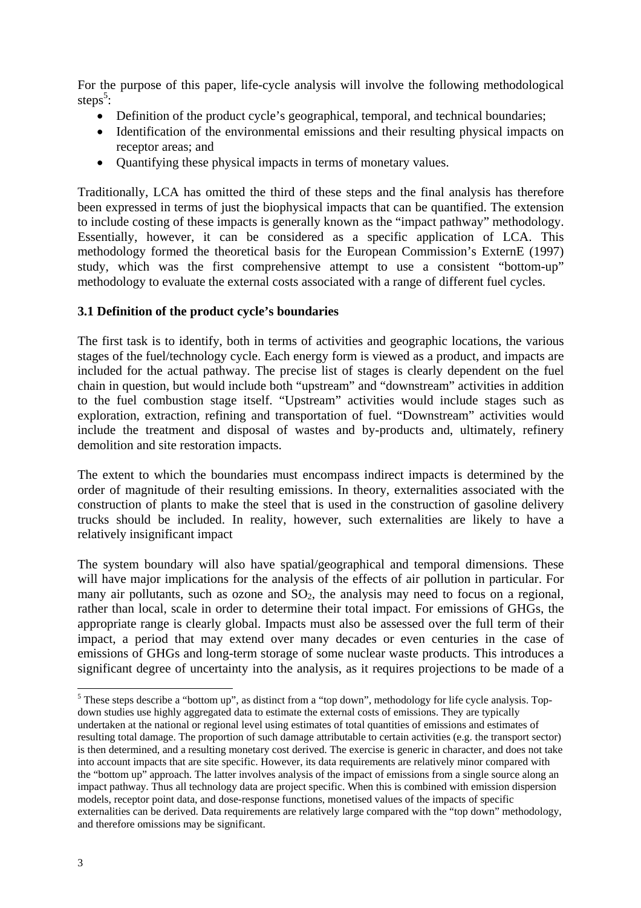For the purpose of this paper, life-cycle analysis will involve the following methodological steps[5]:

- Definition of the product cycle's geographical, temporal, and technical boundaries;
- Identification of the environmental emissions and their resulting physical impacts on receptor areas; and
- Quantifying these physical impacts in terms of monetary values.

Traditionally, LCA has omitted the third of these steps and the final analysis has therefore been expressed in terms of just the biophysical impacts that can be quantified. The extension to include costing of these impacts is generally known as the "impact pathway" methodology. Essentially, however, it can be considered as a specific application of LCA. This methodology formed the theoretical basis for the European Commission's ExternE (1997) study, which was the first comprehensive attempt to use a consistent "bottom-up" methodology to evaluate the external costs associated with a range of different fuel cycles.

### 3.1 Definition of the product cycle's boundaries

The first task is to identify, both in terms of activities and geographic locations, the various stages of the fuel/technology cycle. Each energy form is viewed as a product, and impacts are included for the actual pathway. The precise list of stages is clearly dependent on the fuel chain in question, but would include both "upstream" and "downstream" activities in addition to the fuel combustion stage itself. "Upstream" activities would include stages such as exploration, extraction, refining and transportation of fuel. "Downstream" activities would include the treatment and disposal of wastes and by-products and, ultimately, refinery demolition and site restoration impacts.

The extent to which the boundaries must encompass indirect impacts is determined by the order of magnitude of their resulting emissions. In theory, externalities associated with the construction of plants to make the steel that is used in the construction of gasoline delivery trucks should be included. In reality, however, such externalities are likely to have a relatively insignificant impact

The system boundary will also have spatial/geographical and temporal dimensions. These will have major implications for the analysis of the effects of air pollution in particular. For many air pollutants, such as ozone and $SO_2$, the analysis may need to focus on a regional, rather than local, scale in order to determine their total impact. For emissions of GHGs, the appropriate range is clearly global. Impacts must also be assessed over the full term of their impact, a period that may extend over many decades or even centuries in the case of emissions of GHGs and long-term storage of some nuclear waste products. This introduces a significant degree of uncertainty into the analysis, as it requires projections to be made of a

---

[5] These steps describe a "bottom up", as distinct from a "top down", methodology for life cycle analysis. Top-down studies use highly aggregated data to estimate the external costs of emissions. They are typically undertaken at the national or regional level using estimates of total quantities of emissions and estimates of resulting total damage. The proportion of such damage attributable to certain activities (e.g. the transport sector) is then determined, and a resulting monetary cost derived. The exercise is generic in character, and does not take into account impacts that are site specific. However, its data requirements are relatively minor compared with the "bottom up" approach. The latter involves analysis of the impact of emissions from a single source along an impact pathway. Thus all technology data are project specific. When this is combined with emission dispersion models, receptor point data, and dose-response functions, monetised values of the impacts of specific externalities can be derived. Data requirements are relatively large compared with the "top down" methodology, and therefore omissions may be significant.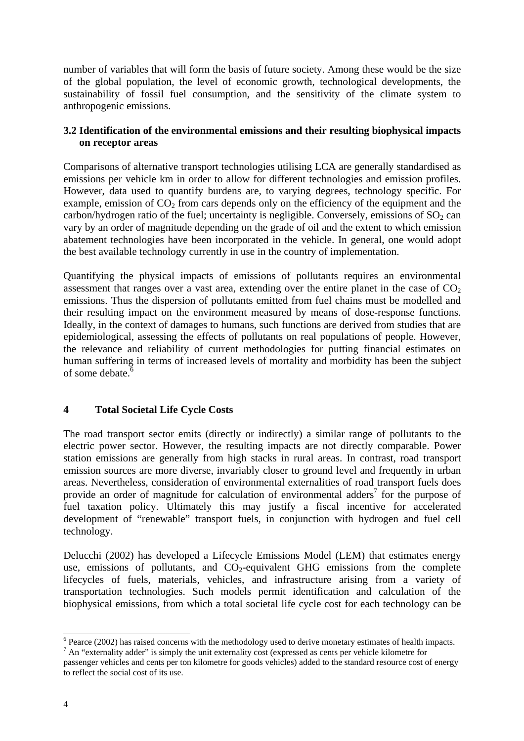number of variables that will form the basis of future society. Among these would be the size of the global population, the level of economic growth, technological developments, the sustainability of fossil fuel consumption, and the sensitivity of the climate system to anthropogenic emissions.

### 3.2 Identification of the environmental emissions and their resulting biophysical impacts on receptor areas

Comparisons of alternative transport technologies utilising LCA are generally standardised as emissions per vehicle km in order to allow for different technologies and emission profiles. However, data used to quantify burdens are, to varying degrees, technology specific. For example, emission of $CO_2$ from cars depends only on the efficiency of the equipment and the carbon/hydrogen ratio of the fuel; uncertainty is negligible. Conversely, emissions of $SO_2$ can vary by an order of magnitude depending on the grade of oil and the extent to which emission abatement technologies have been incorporated in the vehicle. In general, one would adopt the best available technology currently in use in the country of implementation.

Quantifying the physical impacts of emissions of pollutants requires an environmental assessment that ranges over a vast area, extending over the entire planet in the case of $CO_2$ emissions. Thus the dispersion of pollutants emitted from fuel chains must be modelled and their resulting impact on the environment measured by means of dose-response functions. Ideally, in the context of damages to humans, such functions are derived from studies that are epidemiological, assessing the effects of pollutants on real populations of people. However, the relevance and reliability of current methodologies for putting financial estimates on human suffering in terms of increased levels of mortality and morbidity has been the subject of some debate.[6]

## 4 Total Societal Life Cycle Costs

The road transport sector emits (directly or indirectly) a similar range of pollutants to the electric power sector. However, the resulting impacts are not directly comparable. Power station emissions are generally from high stacks in rural areas. In contrast, road transport emission sources are more diverse, invariably closer to ground level and frequently in urban areas. Nevertheless, consideration of environmental externalities of road transport fuels does provide an order of magnitude for calculation of environmental adders[7] for the purpose of fuel taxation policy. Ultimately this may justify a fiscal incentive for accelerated development of "renewable" transport fuels, in conjunction with hydrogen and fuel cell technology.

Delucchi (2002) has developed a Lifecycle Emissions Model (LEM) that estimates energy use, emissions of pollutants, and $CO_2$-equivalent GHG emissions from the complete lifecycles of fuels, materials, vehicles, and infrastructure arising from a variety of transportation technologies. Such models permit identification and calculation of the biophysical emissions, from which a total societal life cycle cost for each technology can be

---

[6] Pearce (2002) has raised concerns with the methodology used to derive monetary estimates of health impacts.

[7] An "externality adder" is simply the unit externality cost (expressed as cents per vehicle kilometre for passenger vehicles and cents per ton kilometre for goods vehicles) added to the standard resource cost of energy to reflect the social cost of its use.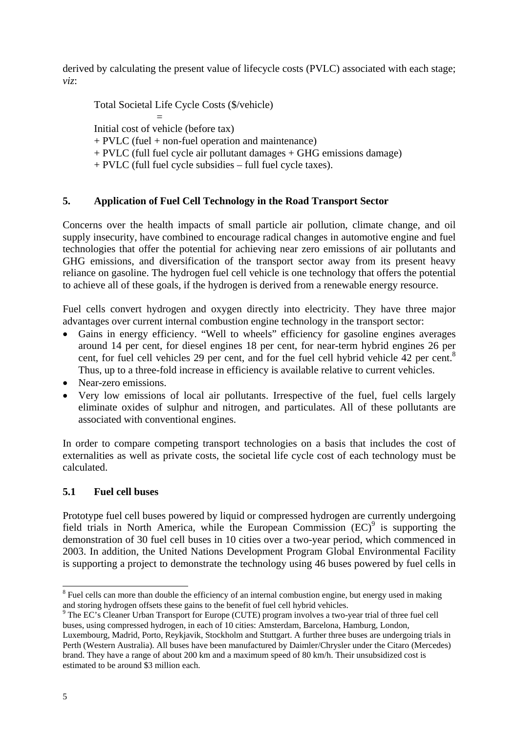derived by calculating the present value of lifecycle costs (PVLC) associated with each stage; *viz*:

> Total Societal Life Cycle Costs (\$/vehicle)
> =
> Initial cost of vehicle (before tax)
> + PVLC (fuel + non-fuel operation and maintenance)
> + PVLC (full fuel cycle air pollutant damages + GHG emissions damage)
> + PVLC (full fuel cycle subsidies – full fuel cycle taxes).

## 5. Application of Fuel Cell Technology in the Road Transport Sector

Concerns over the health impacts of small particle air pollution, climate change, and oil supply insecurity, have combined to encourage radical changes in automotive engine and fuel technologies that offer the potential for achieving near zero emissions of air pollutants and GHG emissions, and diversification of the transport sector away from its present heavy reliance on gasoline. The hydrogen fuel cell vehicle is one technology that offers the potential to achieve all of these goals, if the hydrogen is derived from a renewable energy resource.

Fuel cells convert hydrogen and oxygen directly into electricity. They have three major advantages over current internal combustion engine technology in the transport sector:

- Gains in energy efficiency. "Well to wheels" efficiency for gasoline engines averages around 14 per cent, for diesel engines 18 per cent, for near-term hybrid engines 26 per cent, for fuel cell vehicles 29 per cent, and for the fuel cell hybrid vehicle 42 per cent.[8] Thus, up to a three-fold increase in efficiency is available relative to current vehicles.
- Near-zero emissions.
- Very low emissions of local air pollutants. Irrespective of the fuel, fuel cells largely eliminate oxides of sulphur and nitrogen, and particulates. All of these pollutants are associated with conventional engines.

In order to compare competing transport technologies on a basis that includes the cost of externalities as well as private costs, the societal life cycle cost of each technology must be calculated.

### 5.1 Fuel cell buses

Prototype fuel cell buses powered by liquid or compressed hydrogen are currently undergoing field trials in North America, while the European Commission (EC)[9] is supporting the demonstration of 30 fuel cell buses in 10 cities over a two-year period, which commenced in 2003. In addition, the United Nations Development Program Global Environmental Facility is supporting a project to demonstrate the technology using 46 buses powered by fuel cells in

---

[8] Fuel cells can more than double the efficiency of an internal combustion engine, but energy used in making and storing hydrogen offsets these gains to the benefit of fuel cell hybrid vehicles.

[9] The EC's Cleaner Urban Transport for Europe (CUTE) program involves a two-year trial of three fuel cell buses, using compressed hydrogen, in each of 10 cities: Amsterdam, Barcelona, Hamburg, London, Luxembourg, Madrid, Porto, Reykjavik, Stockholm and Stuttgart. A further three buses are undergoing trials in Perth (Western Australia). All buses have been manufactured by Daimler/Chrysler under the Citaro (Mercedes) brand. They have a range of about 200 km and a maximum speed of 80 km/h. Their unsubsidized cost is estimated to be around \$3 million each.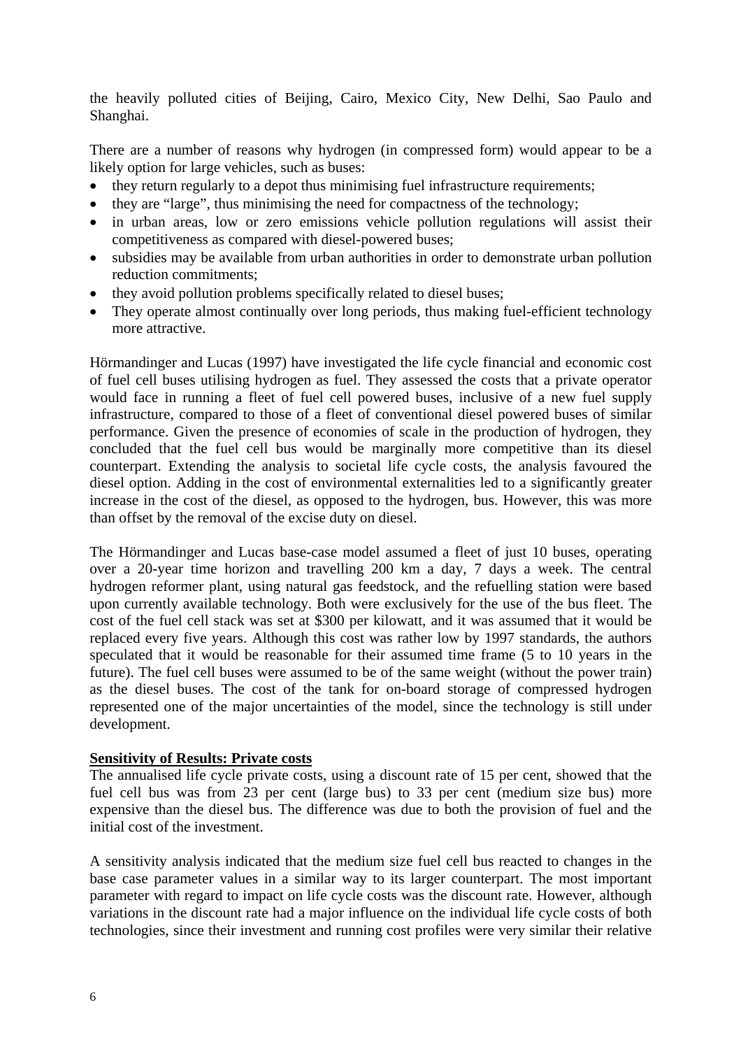the heavily polluted cities of Beijing, Cairo, Mexico City, New Delhi, Sao Paulo and Shanghai.

There are a number of reasons why hydrogen (in compressed form) would appear to be a likely option for large vehicles, such as buses:

- they return regularly to a depot thus minimising fuel infrastructure requirements;
- they are "large", thus minimising the need for compactness of the technology;
- in urban areas, low or zero emissions vehicle pollution regulations will assist their competitiveness as compared with diesel-powered buses;
- subsidies may be available from urban authorities in order to demonstrate urban pollution reduction commitments;
- they avoid pollution problems specifically related to diesel buses;
- They operate almost continually over long periods, thus making fuel-efficient technology more attractive.

Hörmandinger and Lucas (1997) have investigated the life cycle financial and economic cost of fuel cell buses utilising hydrogen as fuel. They assessed the costs that a private operator would face in running a fleet of fuel cell powered buses, inclusive of a new fuel supply infrastructure, compared to those of a fleet of conventional diesel powered buses of similar performance. Given the presence of economies of scale in the production of hydrogen, they concluded that the fuel cell bus would be marginally more competitive than its diesel counterpart. Extending the analysis to societal life cycle costs, the analysis favoured the diesel option. Adding in the cost of environmental externalities led to a significantly greater increase in the cost of the diesel, as opposed to the hydrogen, bus. However, this was more than offset by the removal of the excise duty on diesel.

The Hörmandinger and Lucas base-case model assumed a fleet of just 10 buses, operating over a 20-year time horizon and travelling 200 km a day, 7 days a week. The central hydrogen reformer plant, using natural gas feedstock, and the refuelling station were based upon currently available technology. Both were exclusively for the use of the bus fleet. The cost of the fuel cell stack was set at $300 per kilowatt, and it was assumed that it would be replaced every five years. Although this cost was rather low by 1997 standards, the authors speculated that it would be reasonable for their assumed time frame (5 to 10 years in the future). The fuel cell buses were assumed to be of the same weight (without the power train) as the diesel buses. The cost of the tank for on-board storage of compressed hydrogen represented one of the major uncertainties of the model, since the technology is still under development.

**Sensitivity of Results: Private costs**

The annualised life cycle private costs, using a discount rate of 15 per cent, showed that the fuel cell bus was from 23 per cent (large bus) to 33 per cent (medium size bus) more expensive than the diesel bus. The difference was due to both the provision of fuel and the initial cost of the investment.

A sensitivity analysis indicated that the medium size fuel cell bus reacted to changes in the base case parameter values in a similar way to its larger counterpart. The most important parameter with regard to impact on life cycle costs was the discount rate. However, although variations in the discount rate had a major influence on the individual life cycle costs of both technologies, since their investment and running cost profiles were very similar their relative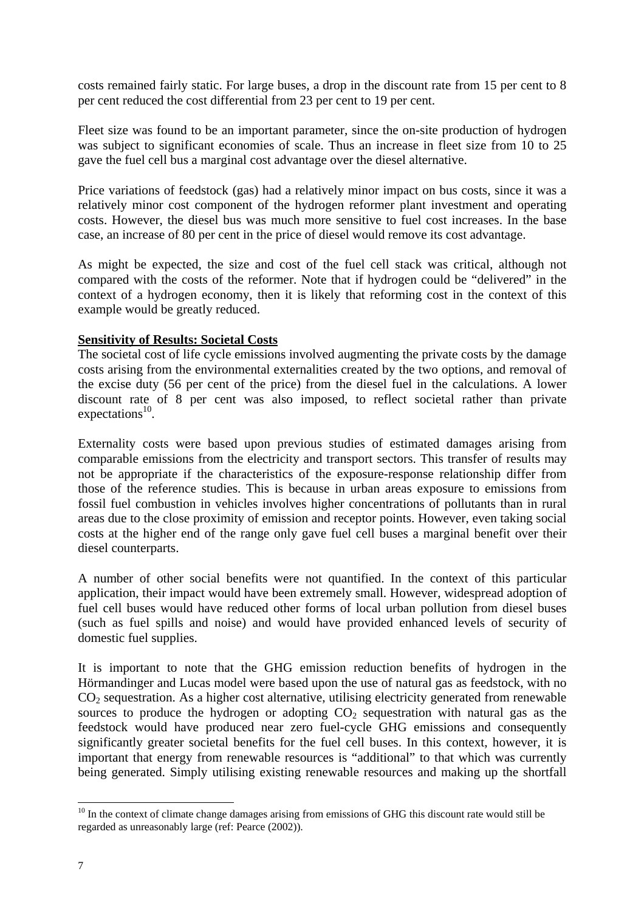costs remained fairly static. For large buses, a drop in the discount rate from 15 per cent to 8 per cent reduced the cost differential from 23 per cent to 19 per cent.

Fleet size was found to be an important parameter, since the on-site production of hydrogen was subject to significant economies of scale. Thus an increase in fleet size from 10 to 25 gave the fuel cell bus a marginal cost advantage over the diesel alternative.

Price variations of feedstock (gas) had a relatively minor impact on bus costs, since it was a relatively minor cost component of the hydrogen reformer plant investment and operating costs. However, the diesel bus was much more sensitive to fuel cost increases. In the base case, an increase of 80 per cent in the price of diesel would remove its cost advantage.

As might be expected, the size and cost of the fuel cell stack was critical, although not compared with the costs of the reformer. Note that if hydrogen could be "delivered" in the context of a hydrogen economy, then it is likely that reforming cost in the context of this example would be greatly reduced.

**Sensitivity of Results: Societal Costs**

The societal cost of life cycle emissions involved augmenting the private costs by the damage costs arising from the environmental externalities created by the two options, and removal of the excise duty (56 per cent of the price) from the diesel fuel in the calculations. A lower discount rate of 8 per cent was also imposed, to reflect societal rather than private expectations[10].

Externality costs were based upon previous studies of estimated damages arising from comparable emissions from the electricity and transport sectors. This transfer of results may not be appropriate if the characteristics of the exposure-response relationship differ from those of the reference studies. This is because in urban areas exposure to emissions from fossil fuel combustion in vehicles involves higher concentrations of pollutants than in rural areas due to the close proximity of emission and receptor points. However, even taking social costs at the higher end of the range only gave fuel cell buses a marginal benefit over their diesel counterparts.

A number of other social benefits were not quantified. In the context of this particular application, their impact would have been extremely small. However, widespread adoption of fuel cell buses would have reduced other forms of local urban pollution from diesel buses (such as fuel spills and noise) and would have provided enhanced levels of security of domestic fuel supplies.

It is important to note that the GHG emission reduction benefits of hydrogen in the Hörmandinger and Lucas model were based upon the use of natural gas as feedstock, with no $CO_2$ sequestration. As a higher cost alternative, utilising electricity generated from renewable sources to produce the hydrogen or adopting $CO_2$ sequestration with natural gas as the feedstock would have produced near zero fuel-cycle GHG emissions and consequently significantly greater societal benefits for the fuel cell buses. In this context, however, it is important that energy from renewable resources is "additional" to that which was currently being generated. Simply utilising existing renewable resources and making up the shortfall

[10] In the context of climate change damages arising from emissions of GHG this discount rate would still be regarded as unreasonably large (ref: Pearce (2002)).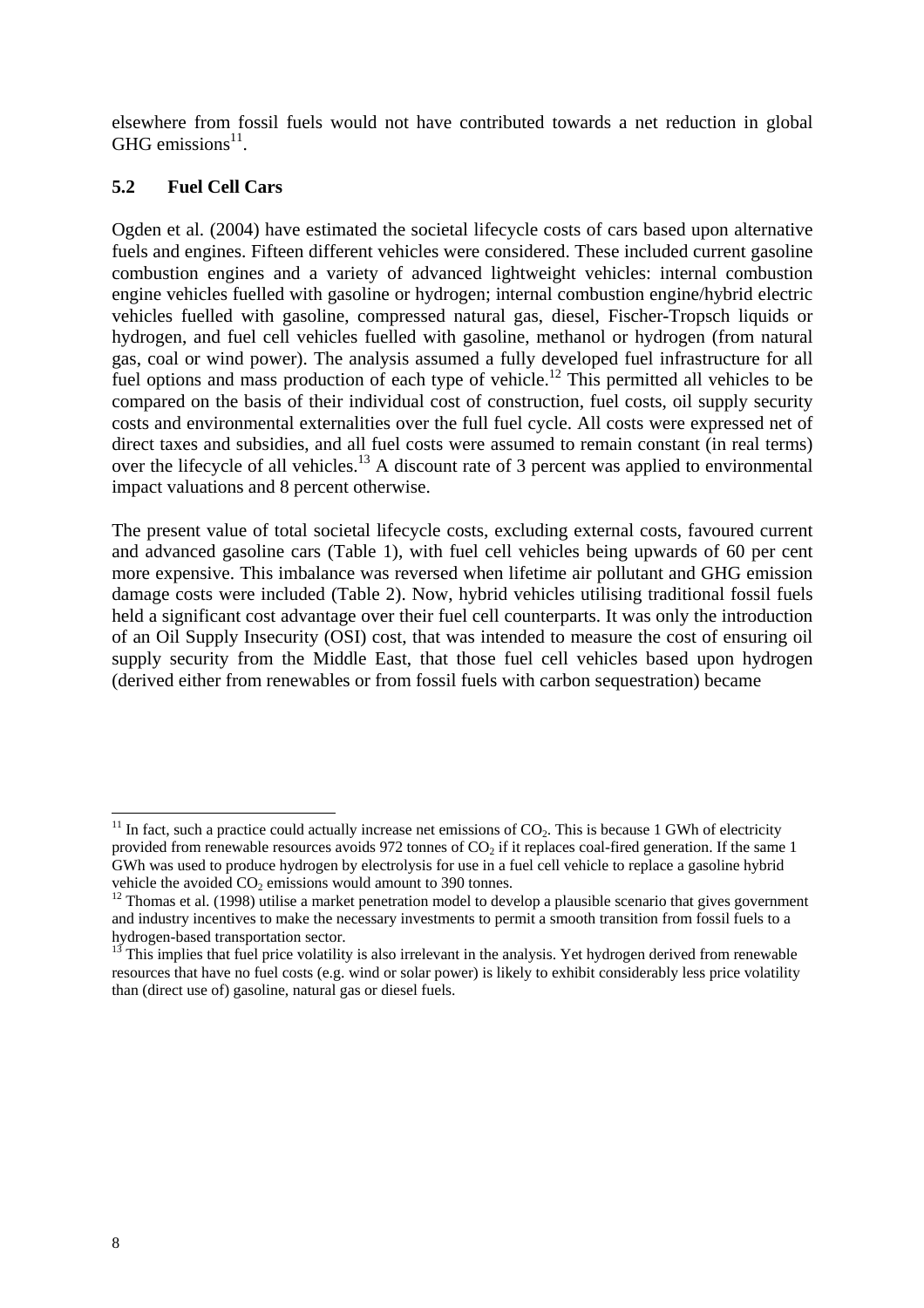elsewhere from fossil fuels would not have contributed towards a net reduction in global GHG emissions[11].

### 5.2 Fuel Cell Cars

Ogden et al. (2004) have estimated the societal lifecycle costs of cars based upon alternative fuels and engines. Fifteen different vehicles were considered. These included current gasoline combustion engines and a variety of advanced lightweight vehicles: internal combustion engine vehicles fuelled with gasoline or hydrogen; internal combustion engine/hybrid electric vehicles fuelled with gasoline, compressed natural gas, diesel, Fischer-Tropsch liquids or hydrogen, and fuel cell vehicles fuelled with gasoline, methanol or hydrogen (from natural gas, coal or wind power). The analysis assumed a fully developed fuel infrastructure for all fuel options and mass production of each type of vehicle.[12] This permitted all vehicles to be compared on the basis of their individual cost of construction, fuel costs, oil supply security costs and environmental externalities over the full fuel cycle. All costs were expressed net of direct taxes and subsidies, and all fuel costs were assumed to remain constant (in real terms) over the lifecycle of all vehicles.[13] A discount rate of 3 percent was applied to environmental impact valuations and 8 percent otherwise.

The present value of total societal lifecycle costs, excluding external costs, favoured current and advanced gasoline cars (Table 1), with fuel cell vehicles being upwards of 60 per cent more expensive. This imbalance was reversed when lifetime air pollutant and GHG emission damage costs were included (Table 2). Now, hybrid vehicles utilising traditional fossil fuels held a significant cost advantage over their fuel cell counterparts. It was only the introduction of an Oil Supply Insecurity (OSI) cost, that was intended to measure the cost of ensuring oil supply security from the Middle East, that those fuel cell vehicles based upon hydrogen (derived either from renewables or from fossil fuels with carbon sequestration) became

---

[11] In fact, such a practice could actually increase net emissions of $CO_2$. This is because 1 GWh of electricity provided from renewable resources avoids 972 tonnes of $CO_2$ if it replaces coal-fired generation. If the same 1 GWh was used to produce hydrogen by electrolysis for use in a fuel cell vehicle to replace a gasoline hybrid vehicle the avoided $CO_2$ emissions would amount to 390 tonnes.

[12] Thomas et al. (1998) utilise a market penetration model to develop a plausible scenario that gives government and industry incentives to make the necessary investments to permit a smooth transition from fossil fuels to a hydrogen-based transportation sector.

[13] This implies that fuel price volatility is also irrelevant in the analysis. Yet hydrogen derived from renewable resources that have no fuel costs (e.g. wind or solar power) is likely to exhibit considerably less price volatility than (direct use of) gasoline, natural gas or diesel fuels.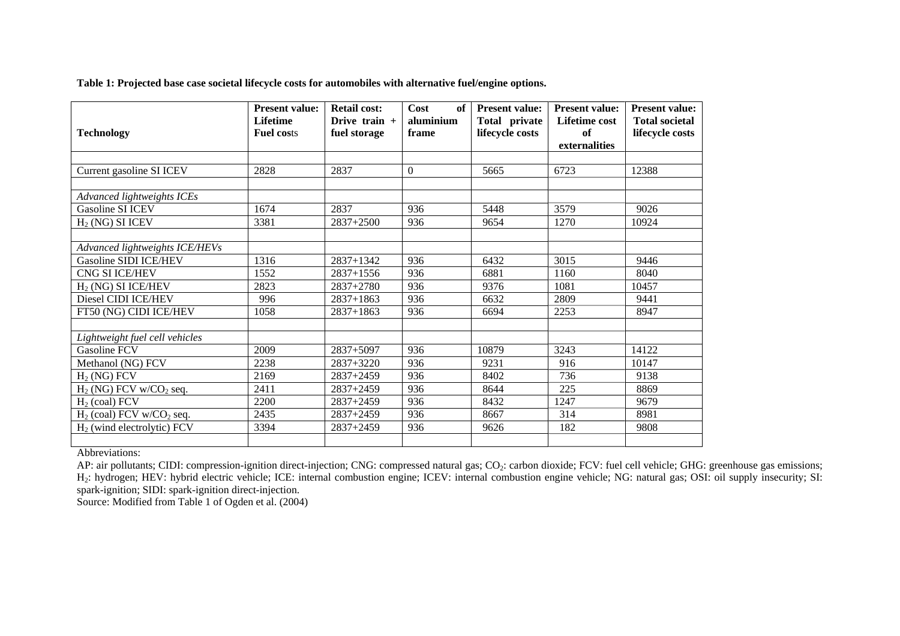**Table 1: Projected base case societal lifecycle costs for automobiles with alternative fuel/engine options.**

| Technology | Present value: Lifetime Fuel costs | Retail cost: Drive train + fuel storage | Cost of aluminium frame | Present value: Total private lifecycle costs | Present value: Lifetime cost of externalities | Present value: Total societal lifecycle costs |
|---|---|---|---|---|---|---|
| | | | | | | |
| Current gasoline SI ICEV | 2828 | 2837 | 0 | 5665 | 6723 | 12388 |
| | | | | | | |
| *Advanced lightweights ICEs* | | | | | | |
| Gasoline SI ICEV | 1674 | 2837 | 936 | 5448 | 3579 | 9026 |
| $H_2$ (NG) SI ICEV | 3381 | 2837+2500 | 936 | 9654 | 1270 | 10924 |
| | | | | | | |
| *Advanced lightweights ICE/HEVs* | | | | | | |
| Gasoline SIDI ICE/HEV | 1316 | 2837+1342 | 936 | 6432 | 3015 | 9446 |
| CNG SI ICE/HEV | 1552 | 2837+1556 | 936 | 6881 | 1160 | 8040 |
| $H_2$ (NG) SI ICE/HEV | 2823 | 2837+2780 | 936 | 9376 | 1081 | 10457 |
| Diesel CIDI ICE/HEV | 996 | 2837+1863 | 936 | 6632 | 2809 | 9441 |
| FT50 (NG) CIDI ICE/HEV | 1058 | 2837+1863 | 936 | 6694 | 2253 | 8947 |
| | | | | | | |
| *Lightweight fuel cell vehicles* | | | | | | |
| Gasoline FCV | 2009 | 2837+5097 | 936 | 10879 | 3243 | 14122 |
| Methanol (NG) FCV | 2238 | 2837+3220 | 936 | 9231 | 916 | 10147 |
| $H_2$ (NG) FCV | 2169 | 2837+2459 | 936 | 8402 | 736 | 9138 |
| $H_2$ (NG) FCV w/$CO_2$ seq. | 2411 | 2837+2459 | 936 | 8644 | 225 | 8869 |
| $H_2$ (coal) FCV | 2200 | 2837+2459 | 936 | 8432 | 1247 | 9679 |
| $H_2$ (coal) FCV w/$CO_2$ seq. | 2435 | 2837+2459 | 936 | 8667 | 314 | 8981 |
| $H_2$ (wind electrolytic) FCV | 3394 | 2837+2459 | 936 | 9626 | 182 | 9808 |
| | | | | | | |

Abbreviations:

AP: air pollutants; CIDI: compression-ignition direct-injection; CNG: compressed natural gas; $CO_2$: carbon dioxide; FCV: fuel cell vehicle; GHG: greenhouse gas emissions; $H_2$: hydrogen; HEV: hybrid electric vehicle; ICE: internal combustion engine; ICEV: internal combustion engine vehicle; NG: natural gas; OSI: oil supply insecurity; SI: spark-ignition; SIDI: spark-ignition direct-injection.

Source: Modified from Table 1 of Ogden et al. (2004)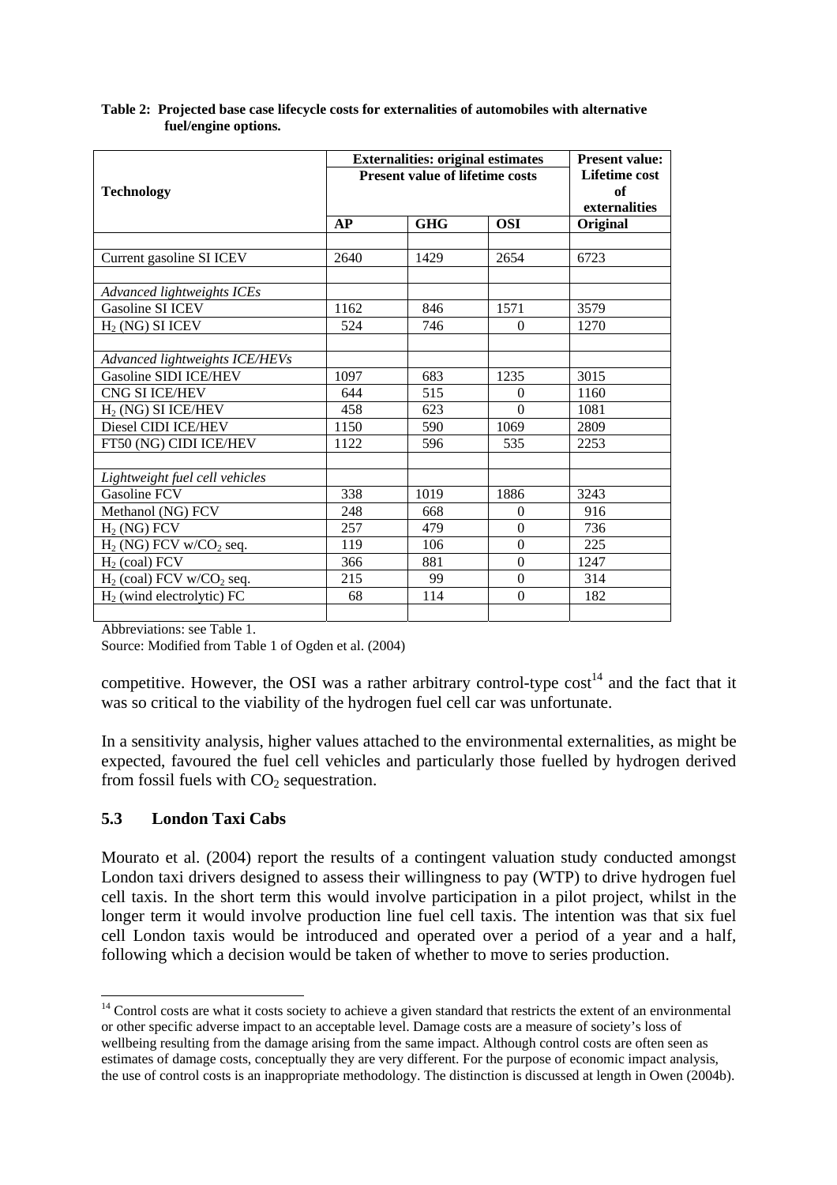**Table 2: Projected base case lifecycle costs for externalities of automobiles with alternative fuel/engine options.**

| Technology | Externalities: original estimates Present value of lifetime costs | | | Present value: Lifetime cost of externalities |
|---|---|---|---|---|
| | AP | GHG | OSI | Original |
| | | | | |
| Current gasoline SI ICEV | 2640 | 1429 | 2654 | 6723 |
| | | | | |
| *Advanced lightweights ICEs* | | | | |
| Gasoline SI ICEV | 1162 | 846 | 1571 | 3579 |
| $H_2$ (NG) SI ICEV | 524 | 746 | 0 | 1270 |
| | | | | |
| *Advanced lightweights ICE/HEVs* | | | | |
| Gasoline SIDI ICE/HEV | 1097 | 683 | 1235 | 3015 |
| CNG SI ICE/HEV | 644 | 515 | 0 | 1160 |
| $H_2$ (NG) SI ICE/HEV | 458 | 623 | 0 | 1081 |
| Diesel CIDI ICE/HEV | 1150 | 590 | 1069 | 2809 |
| FT50 (NG) CIDI ICE/HEV | 1122 | 596 | 535 | 2253 |
| | | | | |
| *Lightweight fuel cell vehicles* | | | | |
| Gasoline FCV | 338 | 1019 | 1886 | 3243 |
| Methanol (NG) FCV | 248 | 668 | 0 | 916 |
| $H_2$ (NG) FCV | 257 | 479 | 0 | 736 |
| $H_2$ (NG) FCV w/$CO_2$ seq. | 119 | 106 | 0 | 225 |
| $H_2$ (coal) FCV | 366 | 881 | 0 | 1247 |
| $H_2$ (coal) FCV w/$CO_2$ seq. | 215 | 99 | 0 | 314 |
| $H_2$ (wind electrolytic) FC | 68 | 114 | 0 | 182 |

Abbreviations: see Table 1.
Source: Modified from Table 1 of Ogden et al. (2004)

competitive. However, the OSI was a rather arbitrary control-type cost[14] and the fact that it was so critical to the viability of the hydrogen fuel cell car was unfortunate.

In a sensitivity analysis, higher values attached to the environmental externalities, as might be expected, favoured the fuel cell vehicles and particularly those fuelled by hydrogen derived from fossil fuels with $CO_2$ sequestration.

### 5.3 London Taxi Cabs

Mourato et al. (2004) report the results of a contingent valuation study conducted amongst London taxi drivers designed to assess their willingness to pay (WTP) to drive hydrogen fuel cell taxis. In the short term this would involve participation in a pilot project, whilst in the longer term it would involve production line fuel cell taxis. The intention was that six fuel cell London taxis would be introduced and operated over a period of a year and a half, following which a decision would be taken of whether to move to series production.

[14] Control costs are what it costs society to achieve a given standard that restricts the extent of an environmental or other specific adverse impact to an acceptable level. Damage costs are a measure of society's loss of wellbeing resulting from the damage arising from the same impact. Although control costs are often seen as estimates of damage costs, conceptually they are very different. For the purpose of economic impact analysis, the use of control costs is an inappropriate methodology. The distinction is discussed at length in Owen (2004b).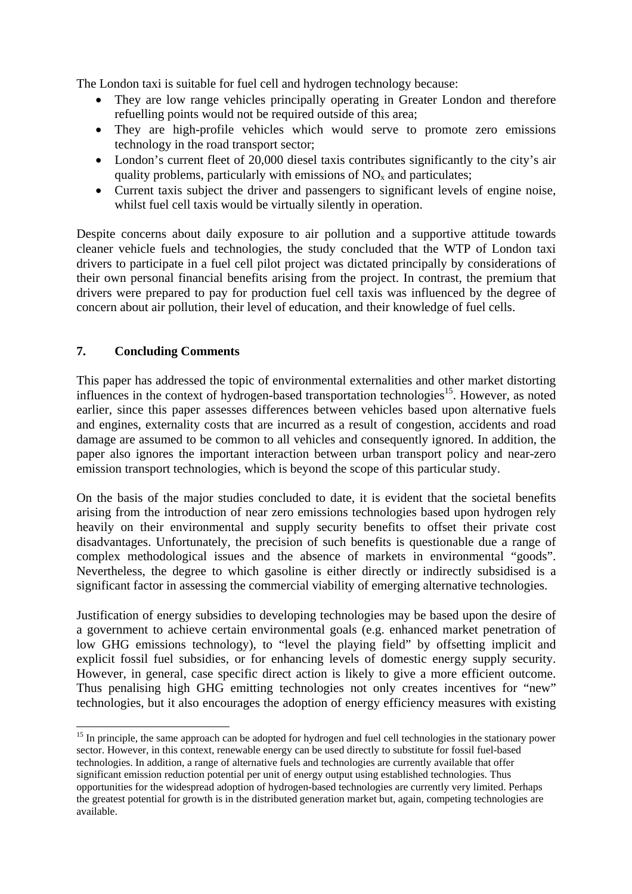The London taxi is suitable for fuel cell and hydrogen technology because:

- They are low range vehicles principally operating in Greater London and therefore refuelling points would not be required outside of this area;
- They are high-profile vehicles which would serve to promote zero emissions technology in the road transport sector;
- London's current fleet of 20,000 diesel taxis contributes significantly to the city's air quality problems, particularly with emissions of $NO_x$ and particulates;
- Current taxis subject the driver and passengers to significant levels of engine noise, whilst fuel cell taxis would be virtually silently in operation.

Despite concerns about daily exposure to air pollution and a supportive attitude towards cleaner vehicle fuels and technologies, the study concluded that the WTP of London taxi drivers to participate in a fuel cell pilot project was dictated principally by considerations of their own personal financial benefits arising from the project. In contrast, the premium that drivers were prepared to pay for production fuel cell taxis was influenced by the degree of concern about air pollution, their level of education, and their knowledge of fuel cells.

## 7. Concluding Comments

This paper has addressed the topic of environmental externalities and other market distorting influences in the context of hydrogen-based transportation technologies[15]. However, as noted earlier, since this paper assesses differences between vehicles based upon alternative fuels and engines, externality costs that are incurred as a result of congestion, accidents and road damage are assumed to be common to all vehicles and consequently ignored. In addition, the paper also ignores the important interaction between urban transport policy and near-zero emission transport technologies, which is beyond the scope of this particular study.

On the basis of the major studies concluded to date, it is evident that the societal benefits arising from the introduction of near zero emissions technologies based upon hydrogen rely heavily on their environmental and supply security benefits to offset their private cost disadvantages. Unfortunately, the precision of such benefits is questionable due a range of complex methodological issues and the absence of markets in environmental "goods". Nevertheless, the degree to which gasoline is either directly or indirectly subsidised is a significant factor in assessing the commercial viability of emerging alternative technologies.

Justification of energy subsidies to developing technologies may be based upon the desire of a government to achieve certain environmental goals (e.g. enhanced market penetration of low GHG emissions technology), to "level the playing field" by offsetting implicit and explicit fossil fuel subsidies, or for enhancing levels of domestic energy supply security. However, in general, case specific direct action is likely to give a more efficient outcome. Thus penalising high GHG emitting technologies not only creates incentives for "new" technologies, but it also encourages the adoption of energy efficiency measures with existing

[15] In principle, the same approach can be adopted for hydrogen and fuel cell technologies in the stationary power sector. However, in this context, renewable energy can be used directly to substitute for fossil fuel-based technologies. In addition, a range of alternative fuels and technologies are currently available that offer significant emission reduction potential per unit of energy output using established technologies. Thus opportunities for the widespread adoption of hydrogen-based technologies are currently very limited. Perhaps the greatest potential for growth is in the distributed generation market but, again, competing technologies are available.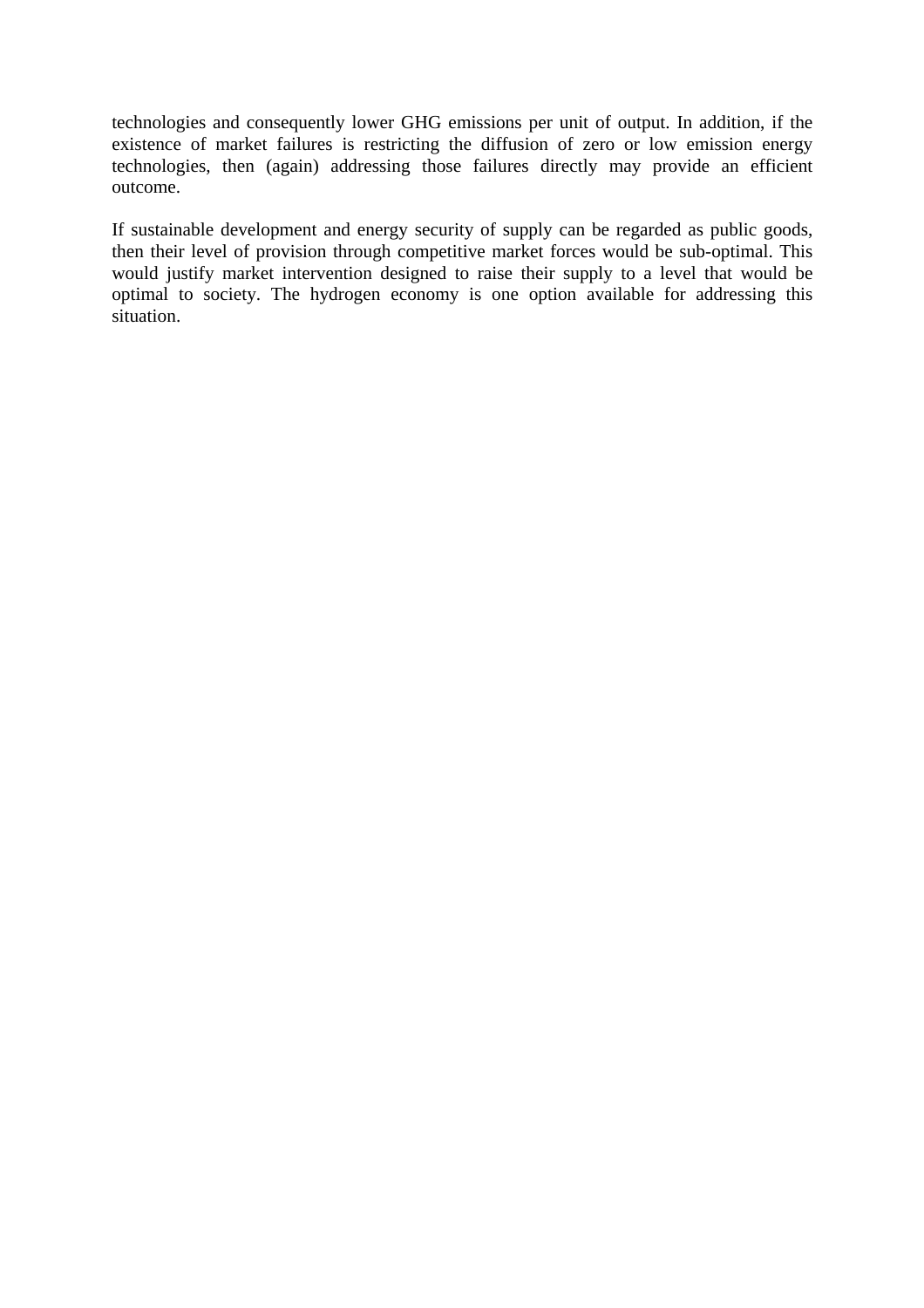technologies and consequently lower GHG emissions per unit of output. In addition, if the existence of market failures is restricting the diffusion of zero or low emission energy technologies, then (again) addressing those failures directly may provide an efficient outcome.

If sustainable development and energy security of supply can be regarded as public goods, then their level of provision through competitive market forces would be sub-optimal. This would justify market intervention designed to raise their supply to a level that would be optimal to society. The hydrogen economy is one option available for addressing this situation.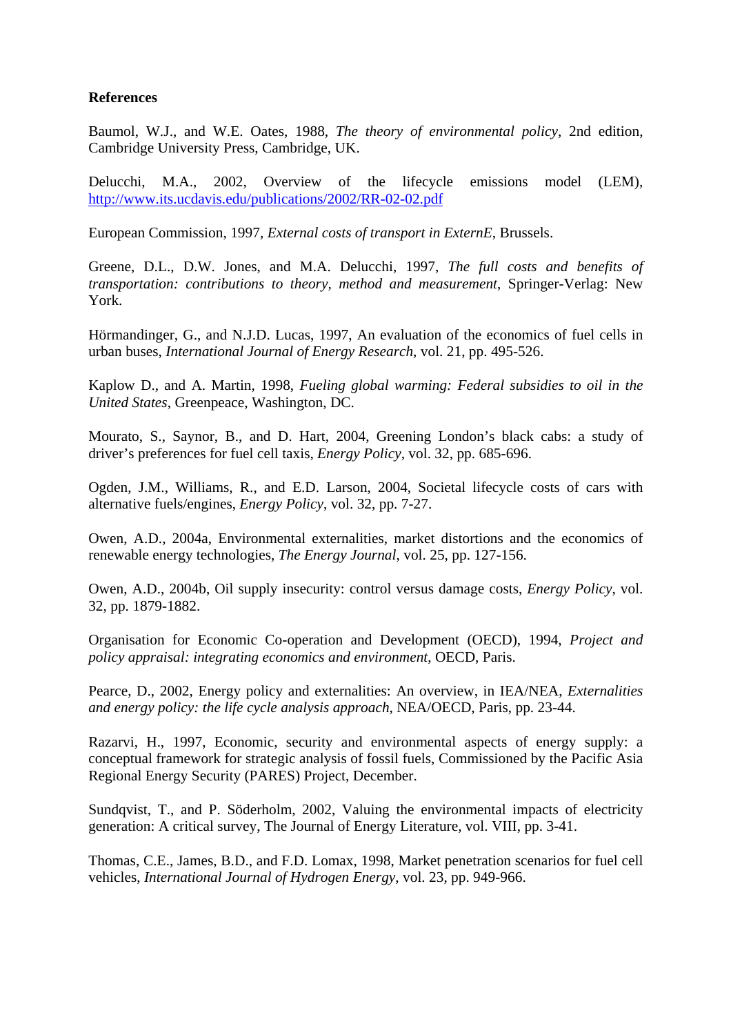**References**

Baumol, W.J., and W.E. Oates, 1988, *The theory of environmental policy*, 2nd edition, Cambridge University Press, Cambridge, UK.

Delucchi, M.A., 2002, Overview of the lifecycle emissions model (LEM), http://www.its.ucdavis.edu/publications/2002/RR-02-02.pdf

European Commission, 1997, *External costs of transport in ExternE*, Brussels.

Greene, D.L., D.W. Jones, and M.A. Delucchi, 1997, *The full costs and benefits of transportation: contributions to theory, method and measurement*, Springer-Verlag: New York.

Hörmandinger, G., and N.J.D. Lucas, 1997, An evaluation of the economics of fuel cells in urban buses, *International Journal of Energy Research*, vol. 21, pp. 495-526.

Kaplow D., and A. Martin, 1998, *Fueling global warming: Federal subsidies to oil in the United States*, Greenpeace, Washington, DC.

Mourato, S., Saynor, B., and D. Hart, 2004, Greening London's black cabs: a study of driver's preferences for fuel cell taxis, *Energy Policy*, vol. 32, pp. 685-696.

Ogden, J.M., Williams, R., and E.D. Larson, 2004, Societal lifecycle costs of cars with alternative fuels/engines, *Energy Policy*, vol. 32, pp. 7-27.

Owen, A.D., 2004a, Environmental externalities, market distortions and the economics of renewable energy technologies, *The Energy Journal*, vol. 25, pp. 127-156.

Owen, A.D., 2004b, Oil supply insecurity: control versus damage costs, *Energy Policy*, vol. 32, pp. 1879-1882.

Organisation for Economic Co-operation and Development (OECD), 1994, *Project and policy appraisal: integrating economics and environment*, OECD, Paris.

Pearce, D., 2002, Energy policy and externalities: An overview, in IEA/NEA, *Externalities and energy policy: the life cycle analysis approach*, NEA/OECD, Paris, pp. 23-44.

Razarvi, H., 1997, Economic, security and environmental aspects of energy supply: a conceptual framework for strategic analysis of fossil fuels, Commissioned by the Pacific Asia Regional Energy Security (PARES) Project, December.

Sundqvist, T., and P. Söderholm, 2002, Valuing the environmental impacts of electricity generation: A critical survey, The Journal of Energy Literature, vol. VIII, pp. 3-41.

Thomas, C.E., James, B.D., and F.D. Lomax, 1998, Market penetration scenarios for fuel cell vehicles, *International Journal of Hydrogen Energy*, vol. 23, pp. 949-966.